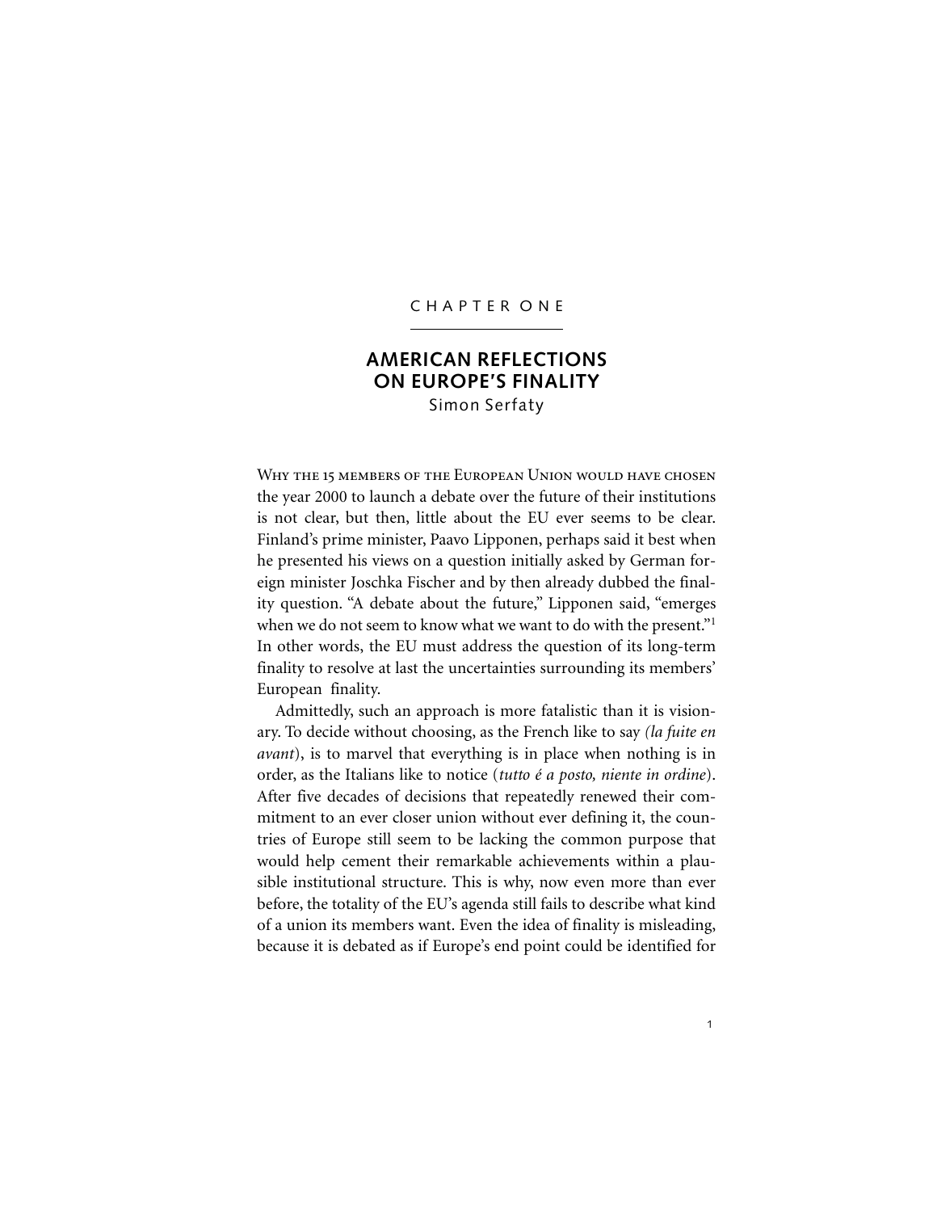# CHAPTER ONE

## AMERICAN REFLECTIONS ON EUROPE'S FINALITY

Simon Serfaty

Why the 15 members of the European Union would have chosen the year 2000 to launch a debate over the future of their institutions is not clear, but then, little about the EU ever seems to be clear. Finland's prime minister, Paavo Lipponen, perhaps said it best when he presented his views on a question initially asked by German foreign minister Joschka Fischer and by then already dubbed the finality question. "A debate about the future," Lipponen said, "emerges when we do not seem to know what we want to do with the present."[1] In other words, the EU must address the question of its long-term finality to resolve at last the uncertainties surrounding its members' European finality.

Admittedly, such an approach is more fatalistic than it is visionary. To decide without choosing, as the French like to say *(la fuite en avant*), is to marvel that everything is in place when nothing is in order, as the Italians like to notice (*tutto é a posto, niente in ordine*). After five decades of decisions that repeatedly renewed their commitment to an ever closer union without ever defining it, the countries of Europe still seem to be lacking the common purpose that would help cement their remarkable achievements within a plausible institutional structure. This is why, now even more than ever before, the totality of the EU's agenda still fails to describe what kind of a union its members want. Even the idea of finality is misleading, because it is debated as if Europe's end point could be identified for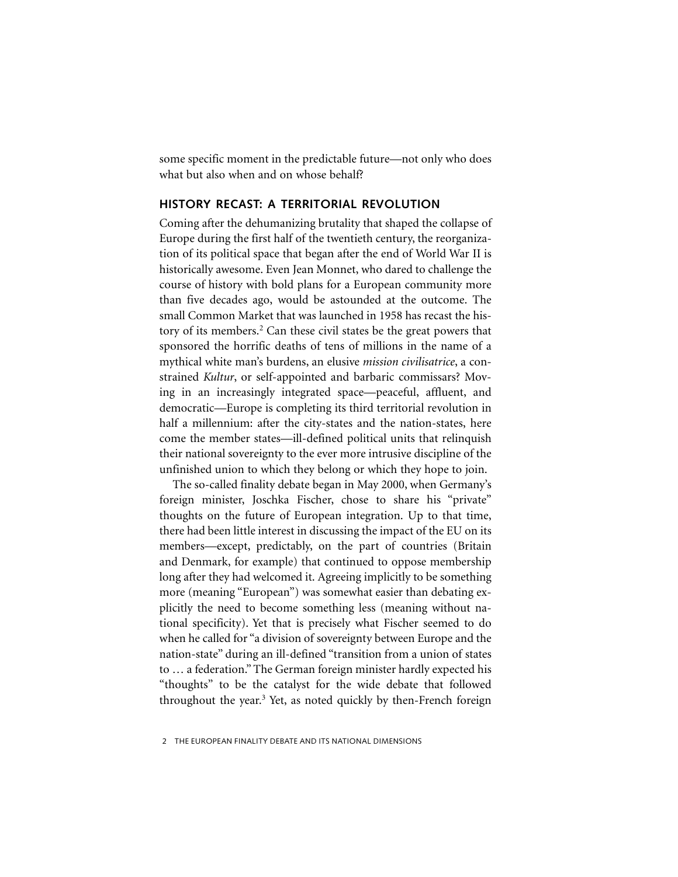some specific moment in the predictable future—not only who does what but also when and on whose behalf?

## HISTORY RECAST: A TERRITORIAL REVOLUTION

Coming after the dehumanizing brutality that shaped the collapse of Europe during the first half of the twentieth century, the reorganization of its political space that began after the end of World War II is historically awesome. Even Jean Monnet, who dared to challenge the course of history with bold plans for a European community more than five decades ago, would be astounded at the outcome. The small Common Market that was launched in 1958 has recast the history of its members.[2] Can these civil states be the great powers that sponsored the horrific deaths of tens of millions in the name of a mythical white man's burdens, an elusive *mission civilisatrice*, a constrained *Kultur*, or self-appointed and barbaric commissars? Moving in an increasingly integrated space—peaceful, affluent, and democratic—Europe is completing its third territorial revolution in half a millennium: after the city-states and the nation-states, here come the member states—ill-defined political units that relinquish their national sovereignty to the ever more intrusive discipline of the unfinished union to which they belong or which they hope to join.

The so-called finality debate began in May 2000, when Germany's foreign minister, Joschka Fischer, chose to share his "private" thoughts on the future of European integration. Up to that time, there had been little interest in discussing the impact of the EU on its members—except, predictably, on the part of countries (Britain and Denmark, for example) that continued to oppose membership long after they had welcomed it. Agreeing implicitly to be something more (meaning "European") was somewhat easier than debating explicitly the need to become something less (meaning without national specificity). Yet that is precisely what Fischer seemed to do when he called for "a division of sovereignty between Europe and the nation-state" during an ill-defined "transition from a union of states to … a federation." The German foreign minister hardly expected his "thoughts" to be the catalyst for the wide debate that followed throughout the year.[3] Yet, as noted quickly by then-French foreign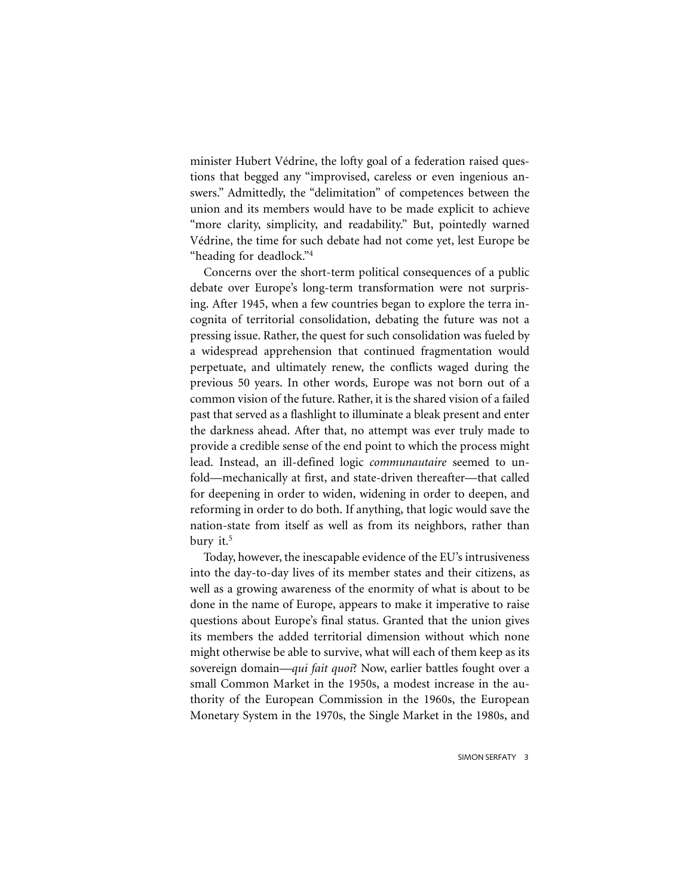minister Hubert Védrine, the lofty goal of a federation raised questions that begged any "improvised, careless or even ingenious answers." Admittedly, the "delimitation" of competences between the union and its members would have to be made explicit to achieve "more clarity, simplicity, and readability." But, pointedly warned Védrine, the time for such debate had not come yet, lest Europe be "heading for deadlock."[4]

Concerns over the short-term political consequences of a public debate over Europe's long-term transformation were not surprising. After 1945, when a few countries began to explore the terra incognita of territorial consolidation, debating the future was not a pressing issue. Rather, the quest for such consolidation was fueled by a widespread apprehension that continued fragmentation would perpetuate, and ultimately renew, the conflicts waged during the previous 50 years. In other words, Europe was not born out of a common vision of the future. Rather, it is the shared vision of a failed past that served as a flashlight to illuminate a bleak present and enter the darkness ahead. After that, no attempt was ever truly made to provide a credible sense of the end point to which the process might lead. Instead, an ill-defined logic *communautaire* seemed to unfold—mechanically at first, and state-driven thereafter—that called for deepening in order to widen, widening in order to deepen, and reforming in order to do both. If anything, that logic would save the nation-state from itself as well as from its neighbors, rather than bury it.[5]

Today, however, the inescapable evidence of the EU's intrusiveness into the day-to-day lives of its member states and their citizens, as well as a growing awareness of the enormity of what is about to be done in the name of Europe, appears to make it imperative to raise questions about Europe's final status. Granted that the union gives its members the added territorial dimension without which none might otherwise be able to survive, what will each of them keep as its sovereign domain—*qui fait quoi*? Now, earlier battles fought over a small Common Market in the 1950s, a modest increase in the authority of the European Commission in the 1960s, the European Monetary System in the 1970s, the Single Market in the 1980s, and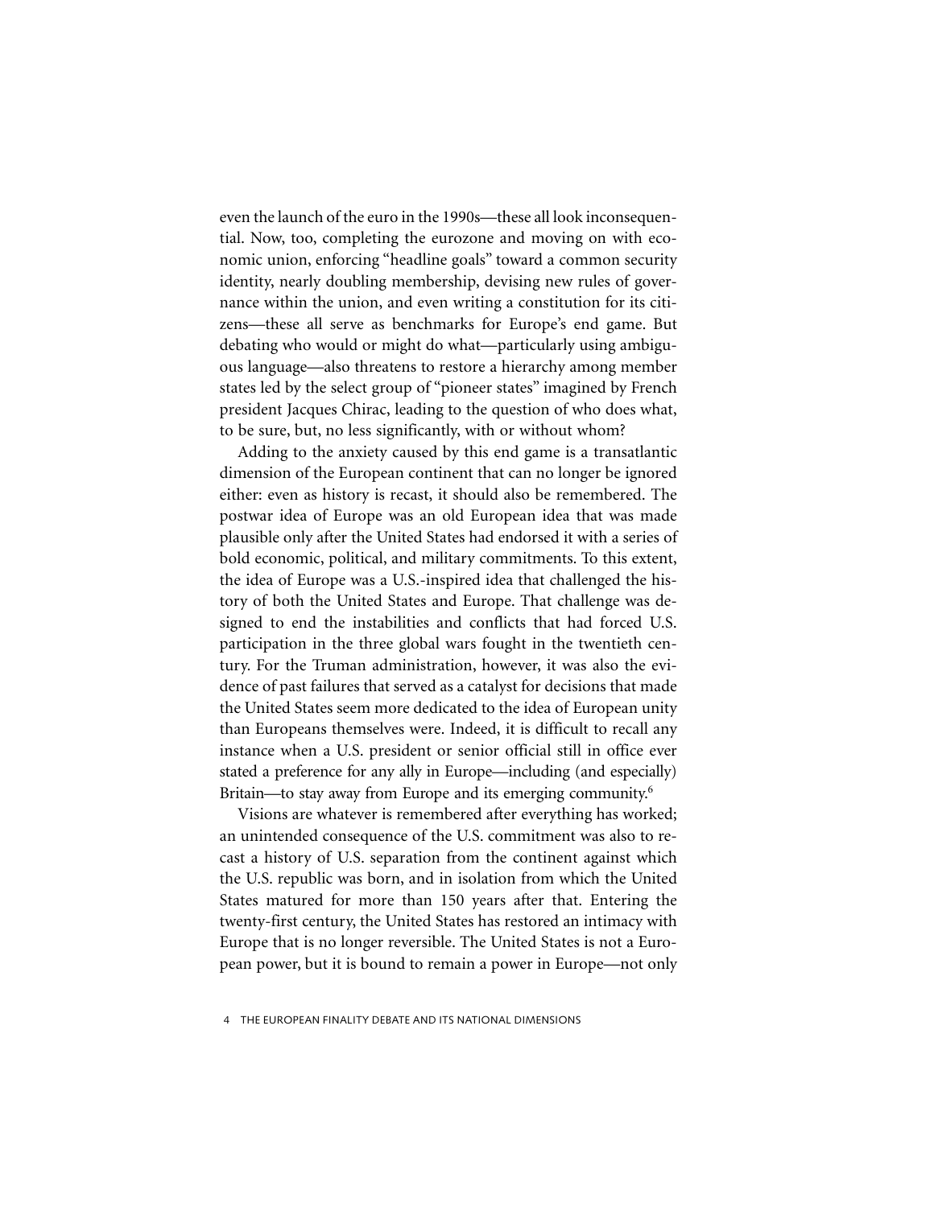even the launch of the euro in the 1990s—these all look inconsequential. Now, too, completing the eurozone and moving on with economic union, enforcing "headline goals" toward a common security identity, nearly doubling membership, devising new rules of governance within the union, and even writing a constitution for its citizens—these all serve as benchmarks for Europe's end game. But debating who would or might do what—particularly using ambiguous language—also threatens to restore a hierarchy among member states led by the select group of "pioneer states" imagined by French president Jacques Chirac, leading to the question of who does what, to be sure, but, no less significantly, with or without whom?

Adding to the anxiety caused by this end game is a transatlantic dimension of the European continent that can no longer be ignored either: even as history is recast, it should also be remembered. The postwar idea of Europe was an old European idea that was made plausible only after the United States had endorsed it with a series of bold economic, political, and military commitments. To this extent, the idea of Europe was a U.S.-inspired idea that challenged the history of both the United States and Europe. That challenge was designed to end the instabilities and conflicts that had forced U.S. participation in the three global wars fought in the twentieth century. For the Truman administration, however, it was also the evidence of past failures that served as a catalyst for decisions that made the United States seem more dedicated to the idea of European unity than Europeans themselves were. Indeed, it is difficult to recall any instance when a U.S. president or senior official still in office ever stated a preference for any ally in Europe—including (and especially) Britain—to stay away from Europe and its emerging community.[6]

Visions are whatever is remembered after everything has worked; an unintended consequence of the U.S. commitment was also to recast a history of U.S. separation from the continent against which the U.S. republic was born, and in isolation from which the United States matured for more than 150 years after that. Entering the twenty-first century, the United States has restored an intimacy with Europe that is no longer reversible. The United States is not a European power, but it is bound to remain a power in Europe—not only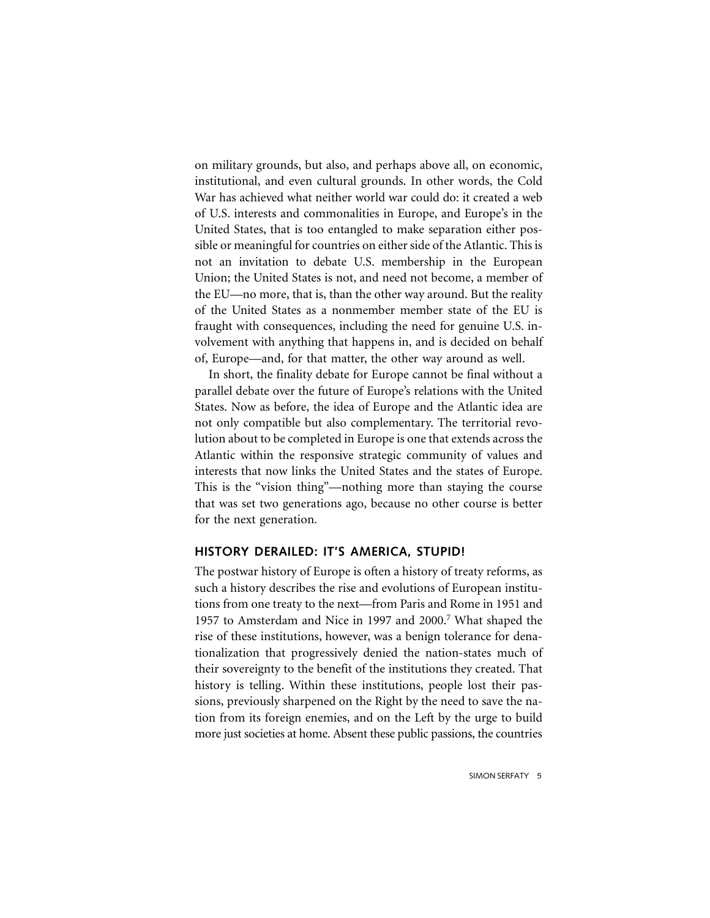on military grounds, but also, and perhaps above all, on economic, institutional, and even cultural grounds. In other words, the Cold War has achieved what neither world war could do: it created a web of U.S. interests and commonalities in Europe, and Europe's in the United States, that is too entangled to make separation either possible or meaningful for countries on either side of the Atlantic. This is not an invitation to debate U.S. membership in the European Union; the United States is not, and need not become, a member of the EU—no more, that is, than the other way around. But the reality of the United States as a nonmember member state of the EU is fraught with consequences, including the need for genuine U.S. involvement with anything that happens in, and is decided on behalf of, Europe—and, for that matter, the other way around as well.

In short, the finality debate for Europe cannot be final without a parallel debate over the future of Europe's relations with the United States. Now as before, the idea of Europe and the Atlantic idea are not only compatible but also complementary. The territorial revolution about to be completed in Europe is one that extends across the Atlantic within the responsive strategic community of values and interests that now links the United States and the states of Europe. This is the "vision thing"—nothing more than staying the course that was set two generations ago, because no other course is better for the next generation.

## HISTORY DERAILED: IT'S AMERICA, STUPID!

The postwar history of Europe is often a history of treaty reforms, as such a history describes the rise and evolutions of European institutions from one treaty to the next—from Paris and Rome in 1951 and 1957 to Amsterdam and Nice in 1997 and 2000.[7] What shaped the rise of these institutions, however, was a benign tolerance for denationalization that progressively denied the nation-states much of their sovereignty to the benefit of the institutions they created. That history is telling. Within these institutions, people lost their passions, previously sharpened on the Right by the need to save the nation from its foreign enemies, and on the Left by the urge to build more just societies at home. Absent these public passions, the countries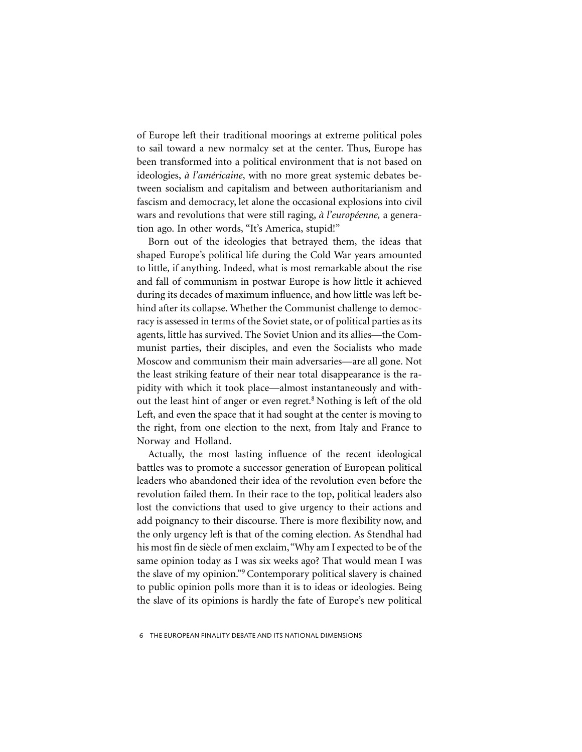of Europe left their traditional moorings at extreme political poles to sail toward a new normalcy set at the center. Thus, Europe has been transformed into a political environment that is not based on ideologies, *à l'américaine*, with no more great systemic debates between socialism and capitalism and between authoritarianism and fascism and democracy, let alone the occasional explosions into civil wars and revolutions that were still raging, *à l'européenne,* a generation ago. In other words, "It's America, stupid!"

Born out of the ideologies that betrayed them, the ideas that shaped Europe's political life during the Cold War years amounted to little, if anything. Indeed, what is most remarkable about the rise and fall of communism in postwar Europe is how little it achieved during its decades of maximum influence, and how little was left behind after its collapse. Whether the Communist challenge to democracy is assessed in terms of the Soviet state, or of political parties as its agents, little has survived. The Soviet Union and its allies—the Communist parties, their disciples, and even the Socialists who made Moscow and communism their main adversaries—are all gone. Not the least striking feature of their near total disappearance is the rapidity with which it took place—almost instantaneously and without the least hint of anger or even regret.[8] Nothing is left of the old Left, and even the space that it had sought at the center is moving to the right, from one election to the next, from Italy and France to Norway and Holland.

Actually, the most lasting influence of the recent ideological battles was to promote a successor generation of European political leaders who abandoned their idea of the revolution even before the revolution failed them. In their race to the top, political leaders also lost the convictions that used to give urgency to their actions and add poignancy to their discourse. There is more flexibility now, and the only urgency left is that of the coming election. As Stendhal had his most fin de siècle of men exclaim, "Why am I expected to be of the same opinion today as I was six weeks ago? That would mean I was the slave of my opinion."[9] Contemporary political slavery is chained to public opinion polls more than it is to ideas or ideologies. Being the slave of its opinions is hardly the fate of Europe's new political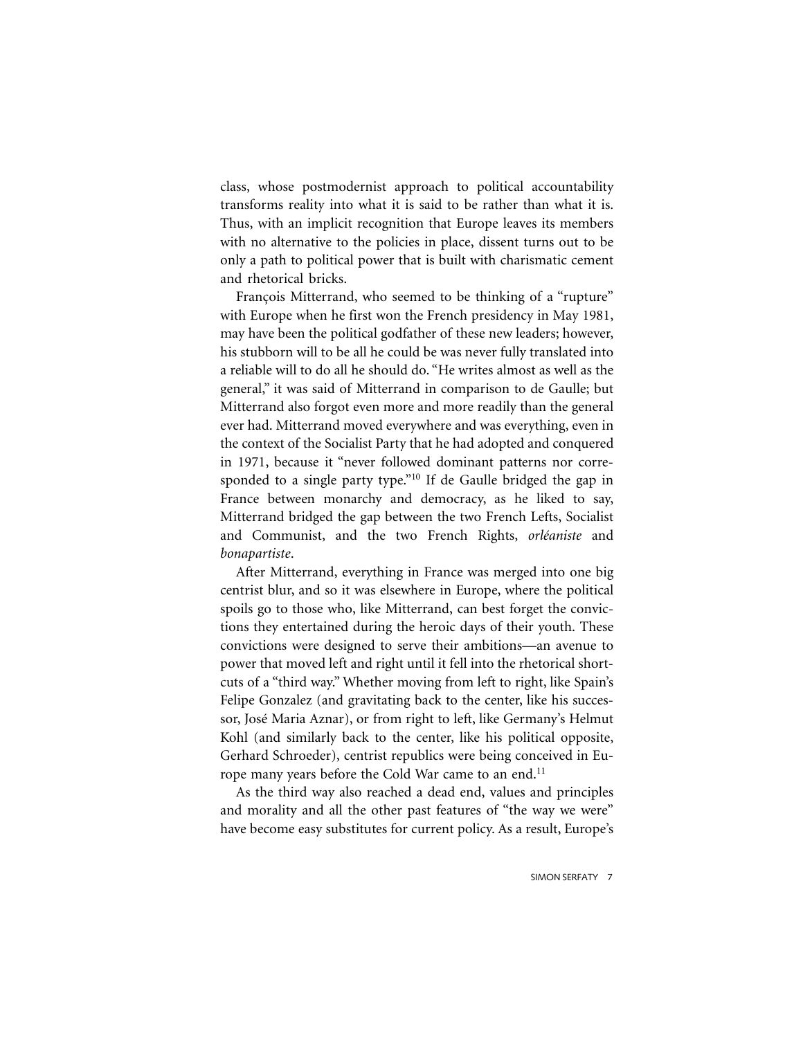class, whose postmodernist approach to political accountability transforms reality into what it is said to be rather than what it is. Thus, with an implicit recognition that Europe leaves its members with no alternative to the policies in place, dissent turns out to be only a path to political power that is built with charismatic cement and rhetorical bricks.

François Mitterrand, who seemed to be thinking of a "rupture" with Europe when he first won the French presidency in May 1981, may have been the political godfather of these new leaders; however, his stubborn will to be all he could be was never fully translated into a reliable will to do all he should do. "He writes almost as well as the general," it was said of Mitterrand in comparison to de Gaulle; but Mitterrand also forgot even more and more readily than the general ever had. Mitterrand moved everywhere and was everything, even in the context of the Socialist Party that he had adopted and conquered in 1971, because it "never followed dominant patterns nor corresponded to a single party type."[10] If de Gaulle bridged the gap in France between monarchy and democracy, as he liked to say, Mitterrand bridged the gap between the two French Lefts, Socialist and Communist, and the two French Rights, *orléaniste* and *bonapartiste*.

After Mitterrand, everything in France was merged into one big centrist blur, and so it was elsewhere in Europe, where the political spoils go to those who, like Mitterrand, can best forget the convictions they entertained during the heroic days of their youth. These convictions were designed to serve their ambitions—an avenue to power that moved left and right until it fell into the rhetorical shortcuts of a "third way." Whether moving from left to right, like Spain's Felipe Gonzalez (and gravitating back to the center, like his successor, José Maria Aznar), or from right to left, like Germany's Helmut Kohl (and similarly back to the center, like his political opposite, Gerhard Schroeder), centrist republics were being conceived in Europe many years before the Cold War came to an end.[11]

As the third way also reached a dead end, values and principles and morality and all the other past features of "the way we were" have become easy substitutes for current policy. As a result, Europe's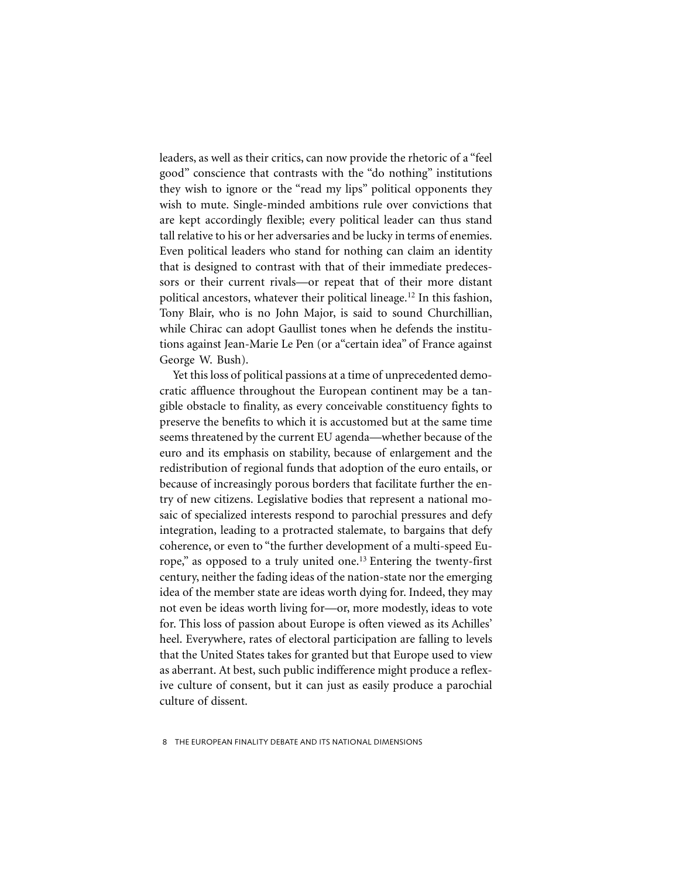leaders, as well as their critics, can now provide the rhetoric of a "feel good" conscience that contrasts with the "do nothing" institutions they wish to ignore or the "read my lips" political opponents they wish to mute. Single-minded ambitions rule over convictions that are kept accordingly flexible; every political leader can thus stand tall relative to his or her adversaries and be lucky in terms of enemies. Even political leaders who stand for nothing can claim an identity that is designed to contrast with that of their immediate predecessors or their current rivals—or repeat that of their more distant political ancestors, whatever their political lineage.[12] In this fashion, Tony Blair, who is no John Major, is said to sound Churchillian, while Chirac can adopt Gaullist tones when he defends the institutions against Jean-Marie Le Pen (or a"certain idea" of France against George W. Bush).

Yet this loss of political passions at a time of unprecedented democratic affluence throughout the European continent may be a tangible obstacle to finality, as every conceivable constituency fights to preserve the benefits to which it is accustomed but at the same time seems threatened by the current EU agenda—whether because of the euro and its emphasis on stability, because of enlargement and the redistribution of regional funds that adoption of the euro entails, or because of increasingly porous borders that facilitate further the entry of new citizens. Legislative bodies that represent a national mosaic of specialized interests respond to parochial pressures and defy integration, leading to a protracted stalemate, to bargains that defy coherence, or even to "the further development of a multi-speed Europe," as opposed to a truly united one.[13] Entering the twenty-first century, neither the fading ideas of the nation-state nor the emerging idea of the member state are ideas worth dying for. Indeed, they may not even be ideas worth living for—or, more modestly, ideas to vote for. This loss of passion about Europe is often viewed as its Achilles' heel. Everywhere, rates of electoral participation are falling to levels that the United States takes for granted but that Europe used to view as aberrant. At best, such public indifference might produce a reflexive culture of consent, but it can just as easily produce a parochial culture of dissent.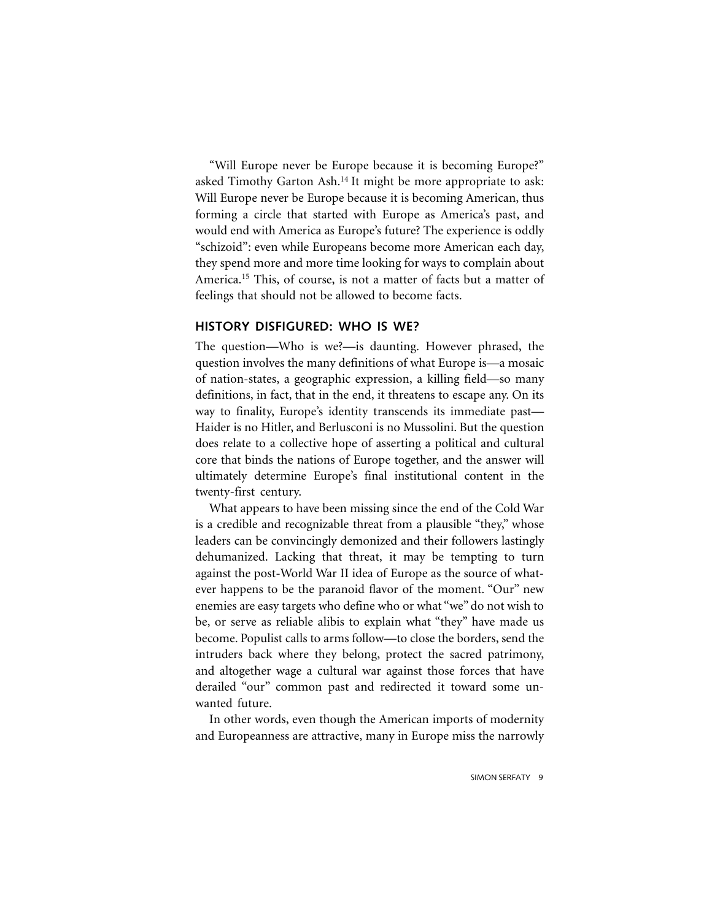"Will Europe never be Europe because it is becoming Europe?" asked Timothy Garton Ash.[14] It might be more appropriate to ask: Will Europe never be Europe because it is becoming American, thus forming a circle that started with Europe as America's past, and would end with America as Europe's future? The experience is oddly "schizoid": even while Europeans become more American each day, they spend more and more time looking for ways to complain about America.[15] This, of course, is not a matter of facts but a matter of feelings that should not be allowed to become facts.

## HISTORY DISFIGURED: WHO IS WE?

The question—Who is we?—is daunting. However phrased, the question involves the many definitions of what Europe is—a mosaic of nation-states, a geographic expression, a killing field—so many definitions, in fact, that in the end, it threatens to escape any. On its way to finality, Europe's identity transcends its immediate past—Haider is no Hitler, and Berlusconi is no Mussolini. But the question does relate to a collective hope of asserting a political and cultural core that binds the nations of Europe together, and the answer will ultimately determine Europe's final institutional content in the twenty-first century.

What appears to have been missing since the end of the Cold War is a credible and recognizable threat from a plausible "they," whose leaders can be convincingly demonized and their followers lastingly dehumanized. Lacking that threat, it may be tempting to turn against the post-World War II idea of Europe as the source of whatever happens to be the paranoid flavor of the moment. "Our" new enemies are easy targets who define who or what "we" do not wish to be, or serve as reliable alibis to explain what "they" have made us become. Populist calls to arms follow—to close the borders, send the intruders back where they belong, protect the sacred patrimony, and altogether wage a cultural war against those forces that have derailed "our" common past and redirected it toward some unwanted future.

In other words, even though the American imports of modernity and Europeanness are attractive, many in Europe miss the narrowly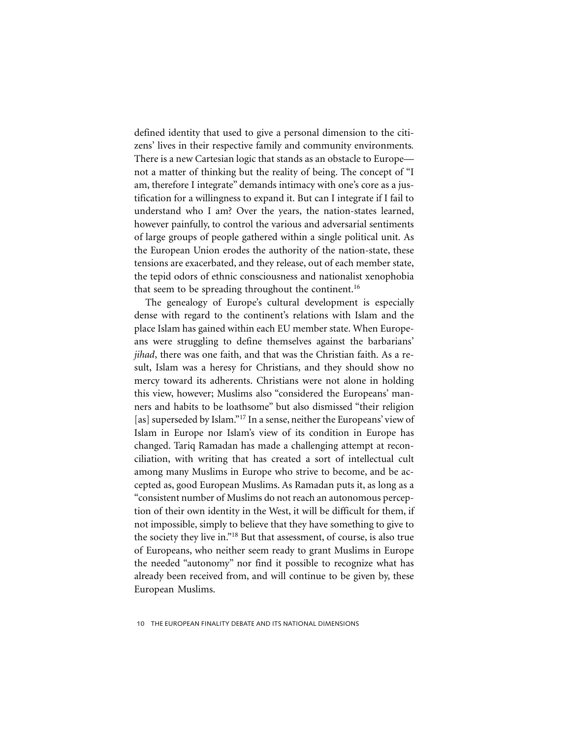defined identity that used to give a personal dimension to the citizens' lives in their respective family and community environments. There is a new Cartesian logic that stands as an obstacle to Europe—not a matter of thinking but the reality of being. The concept of "I am, therefore I integrate" demands intimacy with one's core as a justification for a willingness to expand it. But can I integrate if I fail to understand who I am? Over the years, the nation-states learned, however painfully, to control the various and adversarial sentiments of large groups of people gathered within a single political unit. As the European Union erodes the authority of the nation-state, these tensions are exacerbated, and they release, out of each member state, the tepid odors of ethnic consciousness and nationalist xenophobia that seem to be spreading throughout the continent.[16]

The genealogy of Europe's cultural development is especially dense with regard to the continent's relations with Islam and the place Islam has gained within each EU member state. When Europeans were struggling to define themselves against the barbarians' *jihad*, there was one faith, and that was the Christian faith. As a result, Islam was a heresy for Christians, and they should show no mercy toward its adherents. Christians were not alone in holding this view, however; Muslims also "considered the Europeans' manners and habits to be loathsome" but also dismissed "their religion [as] superseded by Islam."[17] In a sense, neither the Europeans' view of Islam in Europe nor Islam's view of its condition in Europe has changed. Tariq Ramadan has made a challenging attempt at reconciliation, with writing that has created a sort of intellectual cult among many Muslims in Europe who strive to become, and be accepted as, good European Muslims. As Ramadan puts it, as long as a "consistent number of Muslims do not reach an autonomous perception of their own identity in the West, it will be difficult for them, if not impossible, simply to believe that they have something to give to the society they live in."[18] But that assessment, of course, is also true of Europeans, who neither seem ready to grant Muslims in Europe the needed "autonomy" nor find it possible to recognize what has already been received from, and will continue to be given by, these European Muslims.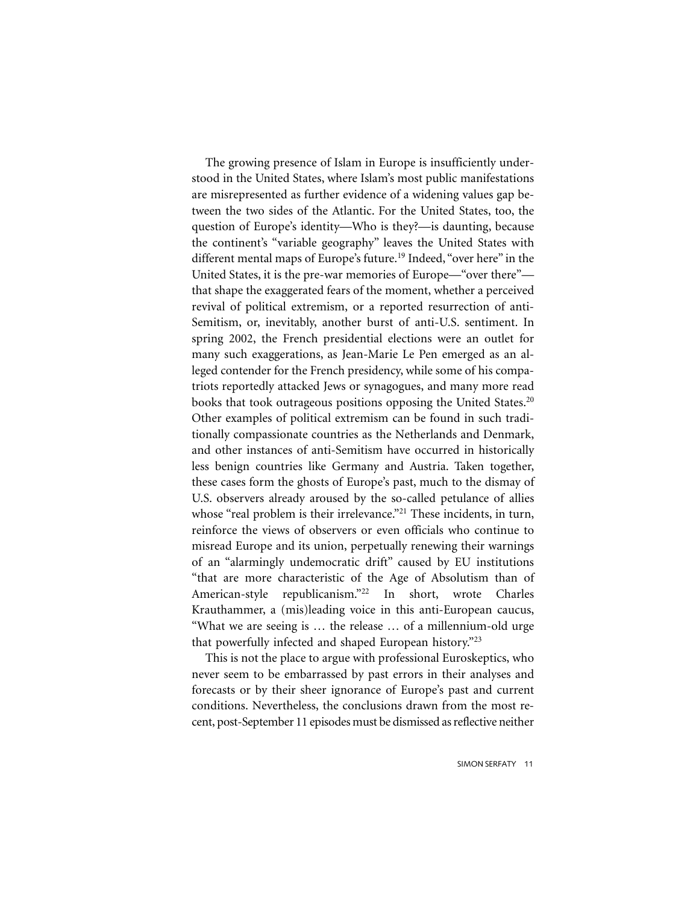The growing presence of Islam in Europe is insufficiently understood in the United States, where Islam's most public manifestations are misrepresented as further evidence of a widening values gap between the two sides of the Atlantic. For the United States, too, the question of Europe's identity—Who is they?—is daunting, because the continent's "variable geography" leaves the United States with different mental maps of Europe's future.[19] Indeed, "over here" in the United States, it is the pre-war memories of Europe—"over there"—that shape the exaggerated fears of the moment, whether a perceived revival of political extremism, or a reported resurrection of anti-Semitism, or, inevitably, another burst of anti-U.S. sentiment. In spring 2002, the French presidential elections were an outlet for many such exaggerations, as Jean-Marie Le Pen emerged as an alleged contender for the French presidency, while some of his compatriots reportedly attacked Jews or synagogues, and many more read books that took outrageous positions opposing the United States.[20] Other examples of political extremism can be found in such traditionally compassionate countries as the Netherlands and Denmark, and other instances of anti-Semitism have occurred in historically less benign countries like Germany and Austria. Taken together, these cases form the ghosts of Europe's past, much to the dismay of U.S. observers already aroused by the so-called petulance of allies whose "real problem is their irrelevance."[21] These incidents, in turn, reinforce the views of observers or even officials who continue to misread Europe and its union, perpetually renewing their warnings of an "alarmingly undemocratic drift" caused by EU institutions "that are more characteristic of the Age of Absolutism than of American-style republicanism."[22] In short, wrote Charles Krauthammer, a (mis)leading voice in this anti-European caucus, "What we are seeing is … the release … of a millennium-old urge that powerfully infected and shaped European history."[23]

This is not the place to argue with professional Euroskeptics, who never seem to be embarrassed by past errors in their analyses and forecasts or by their sheer ignorance of Europe's past and current conditions. Nevertheless, the conclusions drawn from the most recent, post-September 11 episodes must be dismissed as reflective neither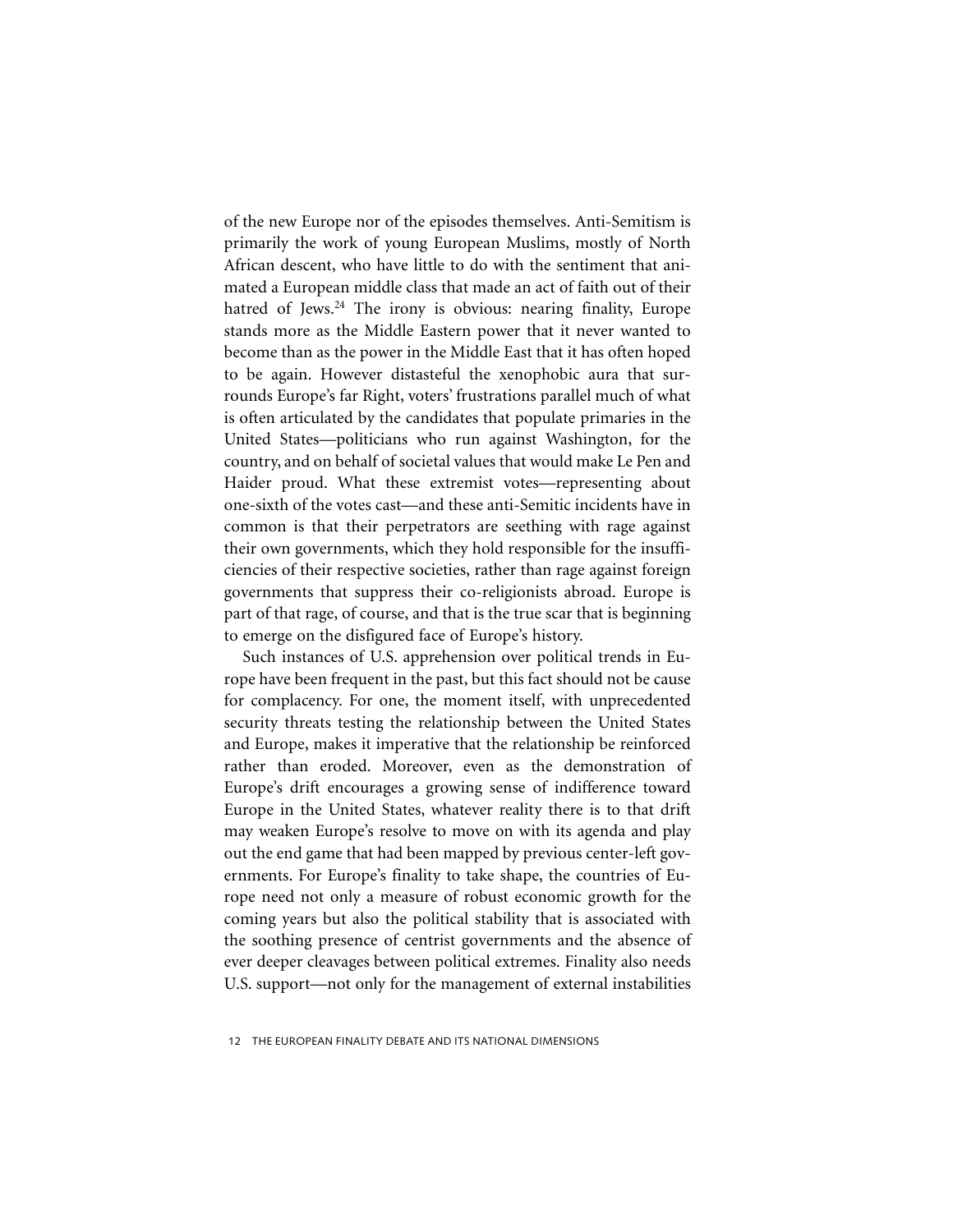of the new Europe nor of the episodes themselves. Anti-Semitism is primarily the work of young European Muslims, mostly of North African descent, who have little to do with the sentiment that animated a European middle class that made an act of faith out of their hatred of Jews.[24] The irony is obvious: nearing finality, Europe stands more as the Middle Eastern power that it never wanted to become than as the power in the Middle East that it has often hoped to be again. However distasteful the xenophobic aura that surrounds Europe's far Right, voters' frustrations parallel much of what is often articulated by the candidates that populate primaries in the United States—politicians who run against Washington, for the country, and on behalf of societal values that would make Le Pen and Haider proud. What these extremist votes—representing about one-sixth of the votes cast—and these anti-Semitic incidents have in common is that their perpetrators are seething with rage against their own governments, which they hold responsible for the insufficiencies of their respective societies, rather than rage against foreign governments that suppress their co-religionists abroad. Europe is part of that rage, of course, and that is the true scar that is beginning to emerge on the disfigured face of Europe's history.

Such instances of U.S. apprehension over political trends in Europe have been frequent in the past, but this fact should not be cause for complacency. For one, the moment itself, with unprecedented security threats testing the relationship between the United States and Europe, makes it imperative that the relationship be reinforced rather than eroded. Moreover, even as the demonstration of Europe's drift encourages a growing sense of indifference toward Europe in the United States, whatever reality there is to that drift may weaken Europe's resolve to move on with its agenda and play out the end game that had been mapped by previous center-left governments. For Europe's finality to take shape, the countries of Europe need not only a measure of robust economic growth for the coming years but also the political stability that is associated with the soothing presence of centrist governments and the absence of ever deeper cleavages between political extremes. Finality also needs U.S. support—not only for the management of external instabilities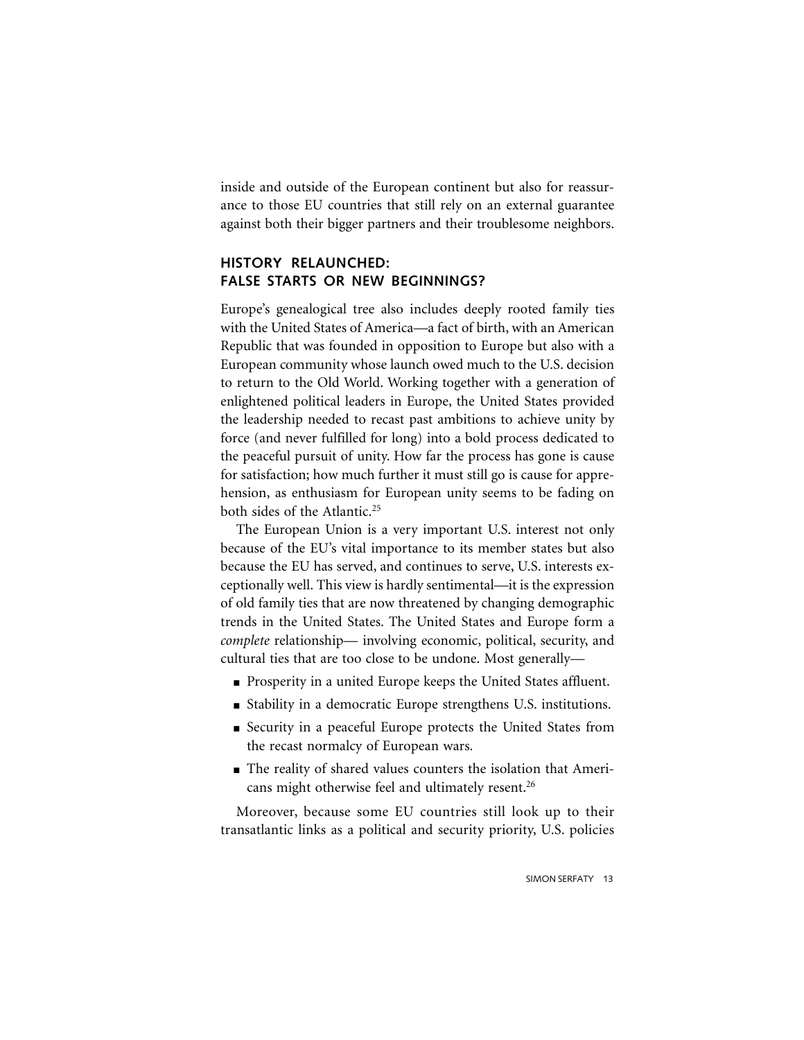inside and outside of the European continent but also for reassurance to those EU countries that still rely on an external guarantee against both their bigger partners and their troublesome neighbors.

## HISTORY RELAUNCHED: FALSE STARTS OR NEW BEGINNINGS?

Europe's genealogical tree also includes deeply rooted family ties with the United States of America—a fact of birth, with an American Republic that was founded in opposition to Europe but also with a European community whose launch owed much to the U.S. decision to return to the Old World. Working together with a generation of enlightened political leaders in Europe, the United States provided the leadership needed to recast past ambitions to achieve unity by force (and never fulfilled for long) into a bold process dedicated to the peaceful pursuit of unity. How far the process has gone is cause for satisfaction; how much further it must still go is cause for apprehension, as enthusiasm for European unity seems to be fading on both sides of the Atlantic.[25]

The European Union is a very important U.S. interest not only because of the EU's vital importance to its member states but also because the EU has served, and continues to serve, U.S. interests exceptionally well. This view is hardly sentimental—it is the expression of old family ties that are now threatened by changing demographic trends in the United States. The United States and Europe form a *complete* relationship— involving economic, political, security, and cultural ties that are too close to be undone. Most generally—

- Prosperity in a united Europe keeps the United States affluent.
- Stability in a democratic Europe strengthens U.S. institutions.
- Security in a peaceful Europe protects the United States from the recast normalcy of European wars.
- The reality of shared values counters the isolation that Americans might otherwise feel and ultimately resent.[26]

Moreover, because some EU countries still look up to their transatlantic links as a political and security priority, U.S. policies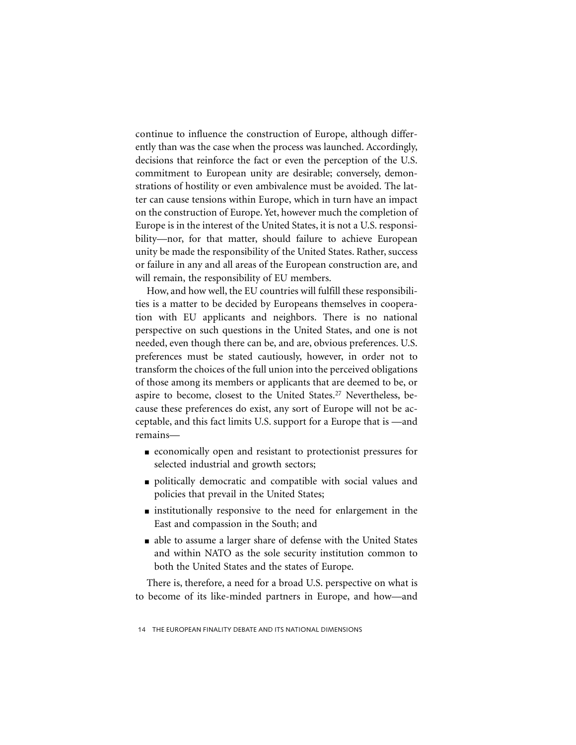continue to influence the construction of Europe, although differently than was the case when the process was launched. Accordingly, decisions that reinforce the fact or even the perception of the U.S. commitment to European unity are desirable; conversely, demonstrations of hostility or even ambivalence must be avoided. The latter can cause tensions within Europe, which in turn have an impact on the construction of Europe. Yet, however much the completion of Europe is in the interest of the United States, it is not a U.S. responsibility—nor, for that matter, should failure to achieve European unity be made the responsibility of the United States. Rather, success or failure in any and all areas of the European construction are, and will remain, the responsibility of EU members.

How, and how well, the EU countries will fulfill these responsibilities is a matter to be decided by Europeans themselves in cooperation with EU applicants and neighbors. There is no national perspective on such questions in the United States, and one is not needed, even though there can be, and are, obvious preferences. U.S. preferences must be stated cautiously, however, in order not to transform the choices of the full union into the perceived obligations of those among its members or applicants that are deemed to be, or aspire to become, closest to the United States.[27] Nevertheless, because these preferences do exist, any sort of Europe will not be acceptable, and this fact limits U.S. support for a Europe that is —and remains—

- economically open and resistant to protectionist pressures for selected industrial and growth sectors;
- politically democratic and compatible with social values and policies that prevail in the United States;
- institutionally responsive to the need for enlargement in the East and compassion in the South; and
- able to assume a larger share of defense with the United States and within NATO as the sole security institution common to both the United States and the states of Europe.

There is, therefore, a need for a broad U.S. perspective on what is to become of its like-minded partners in Europe, and how—and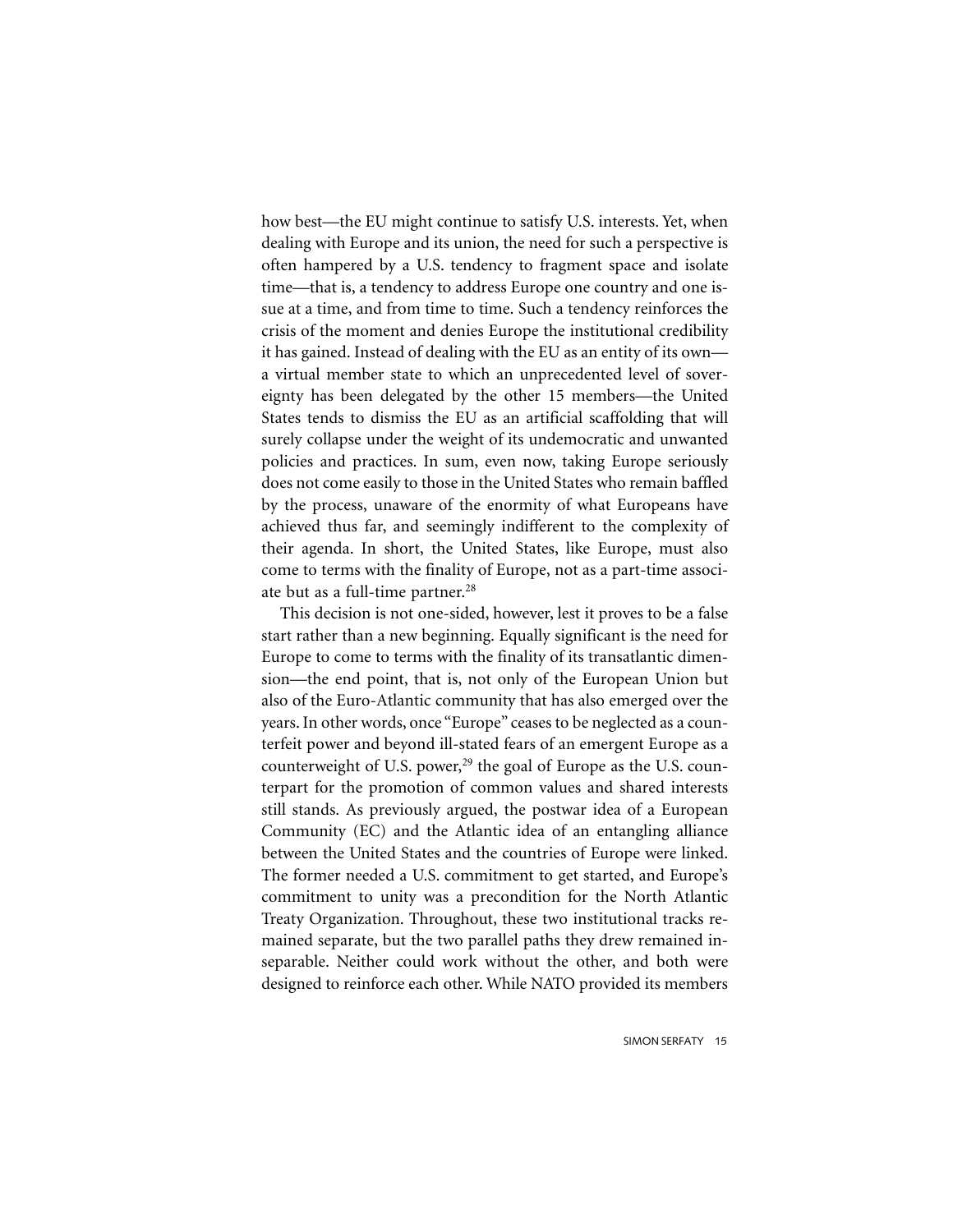how best—the EU might continue to satisfy U.S. interests. Yet, when dealing with Europe and its union, the need for such a perspective is often hampered by a U.S. tendency to fragment space and isolate time—that is, a tendency to address Europe one country and one issue at a time, and from time to time. Such a tendency reinforces the crisis of the moment and denies Europe the institutional credibility it has gained. Instead of dealing with the EU as an entity of its own—a virtual member state to which an unprecedented level of sovereignty has been delegated by the other 15 members—the United States tends to dismiss the EU as an artificial scaffolding that will surely collapse under the weight of its undemocratic and unwanted policies and practices. In sum, even now, taking Europe seriously does not come easily to those in the United States who remain baffled by the process, unaware of the enormity of what Europeans have achieved thus far, and seemingly indifferent to the complexity of their agenda. In short, the United States, like Europe, must also come to terms with the finality of Europe, not as a part-time associate but as a full-time partner.[28]

This decision is not one-sided, however, lest it proves to be a false start rather than a new beginning. Equally significant is the need for Europe to come to terms with the finality of its transatlantic dimension—the end point, that is, not only of the European Union but also of the Euro-Atlantic community that has also emerged over the years. In other words, once "Europe" ceases to be neglected as a counterfeit power and beyond ill-stated fears of an emergent Europe as a counterweight of U.S. power,[29] the goal of Europe as the U.S. counterpart for the promotion of common values and shared interests still stands. As previously argued, the postwar idea of a European Community (EC) and the Atlantic idea of an entangling alliance between the United States and the countries of Europe were linked. The former needed a U.S. commitment to get started, and Europe's commitment to unity was a precondition for the North Atlantic Treaty Organization. Throughout, these two institutional tracks remained separate, but the two parallel paths they drew remained inseparable. Neither could work without the other, and both were designed to reinforce each other. While NATO provided its members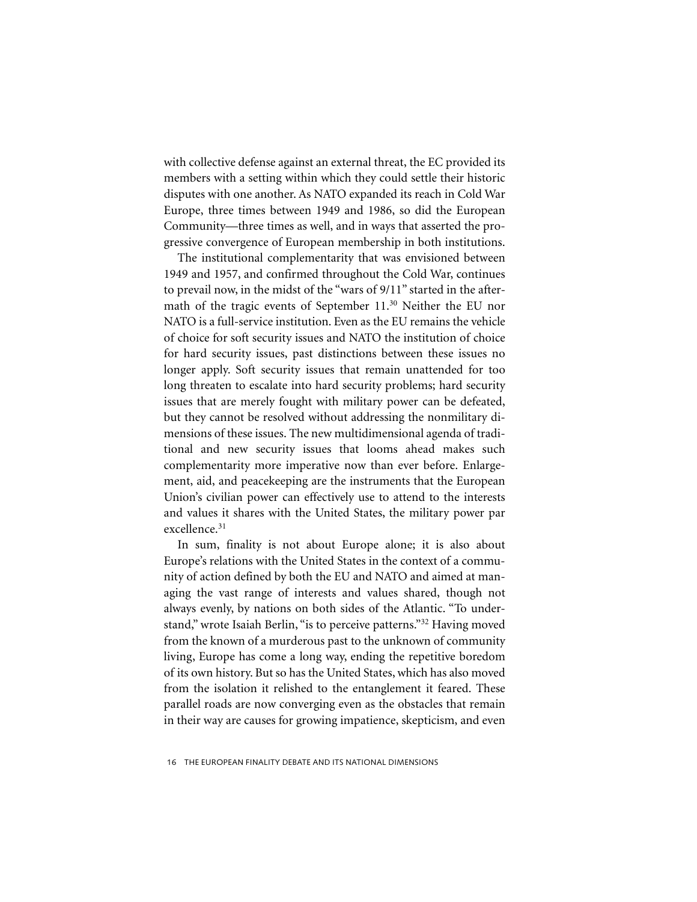with collective defense against an external threat, the EC provided its members with a setting within which they could settle their historic disputes with one another. As NATO expanded its reach in Cold War Europe, three times between 1949 and 1986, so did the European Community—three times as well, and in ways that asserted the progressive convergence of European membership in both institutions.

The institutional complementarity that was envisioned between 1949 and 1957, and confirmed throughout the Cold War, continues to prevail now, in the midst of the "wars of 9/11" started in the aftermath of the tragic events of September 11.[30] Neither the EU nor NATO is a full-service institution. Even as the EU remains the vehicle of choice for soft security issues and NATO the institution of choice for hard security issues, past distinctions between these issues no longer apply. Soft security issues that remain unattended for too long threaten to escalate into hard security problems; hard security issues that are merely fought with military power can be defeated, but they cannot be resolved without addressing the nonmilitary dimensions of these issues. The new multidimensional agenda of traditional and new security issues that looms ahead makes such complementarity more imperative now than ever before. Enlargement, aid, and peacekeeping are the instruments that the European Union's civilian power can effectively use to attend to the interests and values it shares with the United States, the military power par excellence.[31]

In sum, finality is not about Europe alone; it is also about Europe's relations with the United States in the context of a community of action defined by both the EU and NATO and aimed at managing the vast range of interests and values shared, though not always evenly, by nations on both sides of the Atlantic. "To understand," wrote Isaiah Berlin, "is to perceive patterns."[32] Having moved from the known of a murderous past to the unknown of community living, Europe has come a long way, ending the repetitive boredom of its own history. But so has the United States, which has also moved from the isolation it relished to the entanglement it feared. These parallel roads are now converging even as the obstacles that remain in their way are causes for growing impatience, skepticism, and even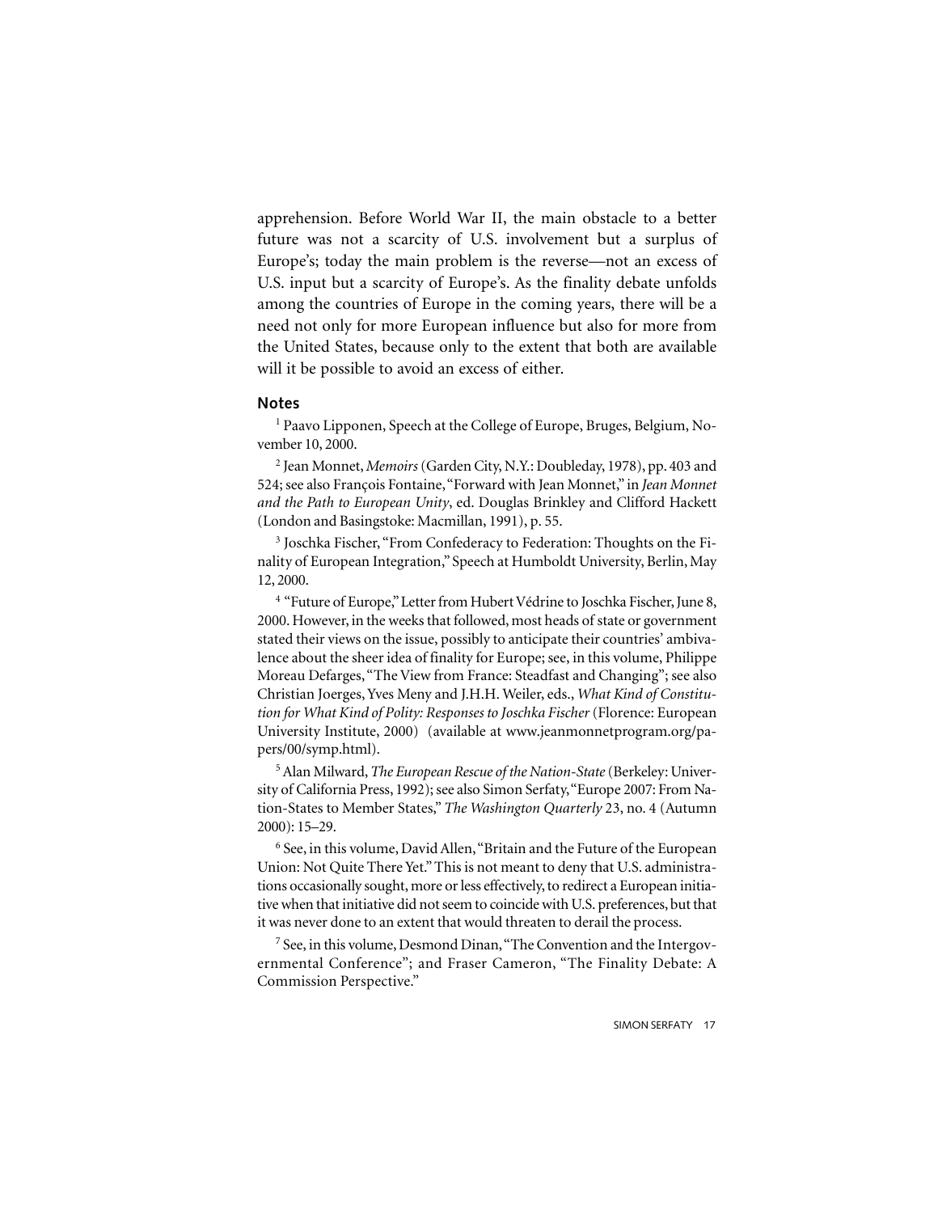apprehension. Before World War II, the main obstacle to a better future was not a scarcity of U.S. involvement but a surplus of Europe's; today the main problem is the reverse—not an excess of U.S. input but a scarcity of Europe's. As the finality debate unfolds among the countries of Europe in the coming years, there will be a need not only for more European influence but also for more from the United States, because only to the extent that both are available will it be possible to avoid an excess of either.

## Notes

[1] Paavo Lipponen, Speech at the College of Europe, Bruges, Belgium, November 10, 2000.

[2] Jean Monnet, *Memoirs* (Garden City, N.Y.: Doubleday, 1978), pp. 403 and 524; see also François Fontaine, "Forward with Jean Monnet," in *Jean Monnet and the Path to European Unity*, ed. Douglas Brinkley and Clifford Hackett (London and Basingstoke: Macmillan, 1991), p. 55.

[3] Joschka Fischer, "From Confederacy to Federation: Thoughts on the Finality of European Integration," Speech at Humboldt University, Berlin, May 12, 2000.

[4] "Future of Europe," Letter from Hubert Védrine to Joschka Fischer, June 8, 2000. However, in the weeks that followed, most heads of state or government stated their views on the issue, possibly to anticipate their countries' ambivalence about the sheer idea of finality for Europe; see, in this volume, Philippe Moreau Defarges, "The View from France: Steadfast and Changing"; see also Christian Joerges, Yves Meny and J.H.H. Weiler, eds., *What Kind of Constitution for What Kind of Polity: Responses to Joschka Fischer* (Florence: European University Institute, 2000) (available at www.jeanmonnetprogram.org/papers/00/symp.html).

[5] Alan Milward, *The European Rescue of the Nation-State* (Berkeley: University of California Press, 1992); see also Simon Serfaty, "Europe 2007: From Nation-States to Member States," *The Washington Quarterly* 23, no. 4 (Autumn 2000): 15–29.

[6] See, in this volume, David Allen, "Britain and the Future of the European Union: Not Quite There Yet." This is not meant to deny that U.S. administrations occasionally sought, more or less effectively, to redirect a European initiative when that initiative did not seem to coincide with U.S. preferences, but that it was never done to an extent that would threaten to derail the process.

[7] See, in this volume, Desmond Dinan, "The Convention and the Intergovernmental Conference"; and Fraser Cameron, "The Finality Debate: A Commission Perspective."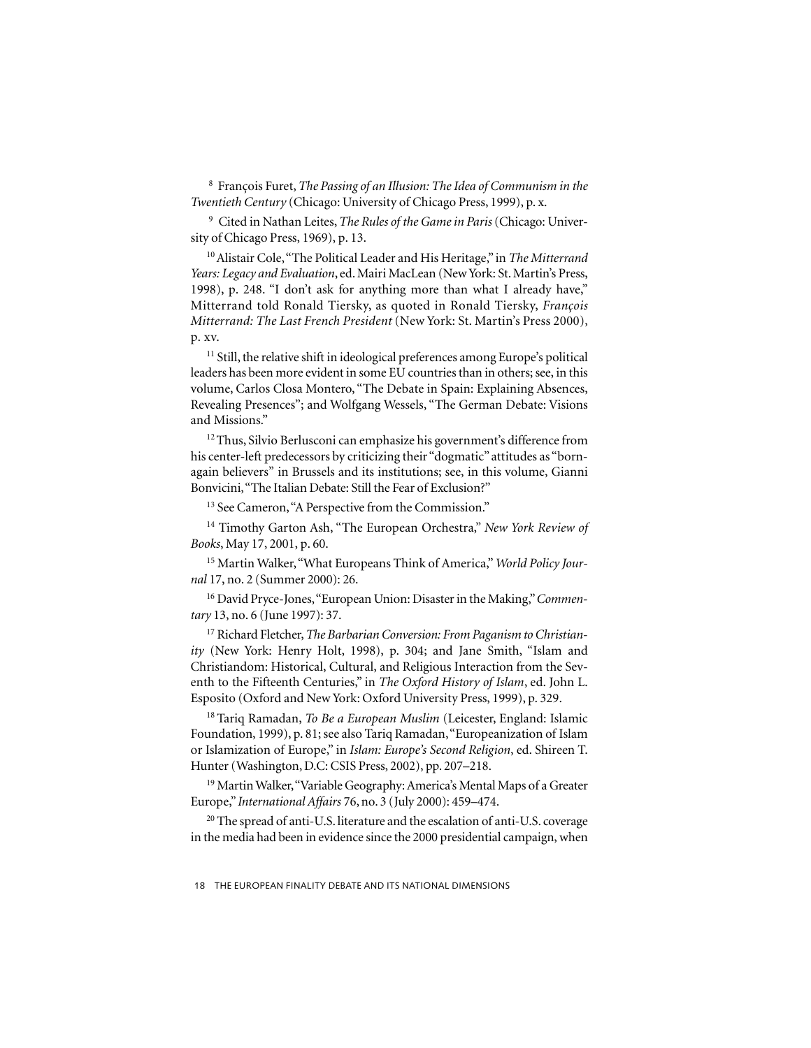[8] François Furet, *The Passing of an Illusion: The Idea of Communism in the Twentieth Century* (Chicago: University of Chicago Press, 1999), p. x.

[9] Cited in Nathan Leites, *The Rules of the Game in Paris* (Chicago: University of Chicago Press, 1969), p. 13.

[10] Alistair Cole, "The Political Leader and His Heritage," in *The Mitterrand Years: Legacy and Evaluation*, ed. Mairi MacLean (New York: St. Martin's Press, 1998), p. 248. "I don't ask for anything more than what I already have," Mitterrand told Ronald Tiersky, as quoted in Ronald Tiersky, *François Mitterrand: The Last French President* (New York: St. Martin's Press 2000), p. xv.

[11] Still, the relative shift in ideological preferences among Europe's political leaders has been more evident in some EU countries than in others; see, in this volume, Carlos Closa Montero, "The Debate in Spain: Explaining Absences, Revealing Presences"; and Wolfgang Wessels, "The German Debate: Visions and Missions."

[12] Thus, Silvio Berlusconi can emphasize his government's difference from his center-left predecessors by criticizing their "dogmatic" attitudes as "born-again believers" in Brussels and its institutions; see, in this volume, Gianni Bonvicini, "The Italian Debate: Still the Fear of Exclusion?"

[13] See Cameron, "A Perspective from the Commission."

[14] Timothy Garton Ash, "The European Orchestra," *New York Review of Books*, May 17, 2001, p. 60.

[15] Martin Walker, "What Europeans Think of America," *World Policy Journal* 17, no. 2 (Summer 2000): 26.

[16] David Pryce-Jones, "European Union: Disaster in the Making," *Commentary* 13, no. 6 (June 1997): 37.

[17] Richard Fletcher, *The Barbarian Conversion: From Paganism to Christianity* (New York: Henry Holt, 1998), p. 304; and Jane Smith, "Islam and Christiandom: Historical, Cultural, and Religious Interaction from the Seventh to the Fifteenth Centuries," in *The Oxford History of Islam*, ed. John L. Esposito (Oxford and New York: Oxford University Press, 1999), p. 329.

[18] Tariq Ramadan, *To Be a European Muslim* (Leicester, England: Islamic Foundation, 1999), p. 81; see also Tariq Ramadan, "Europeanization of Islam or Islamization of Europe," in *Islam: Europe's Second Religion*, ed. Shireen T. Hunter (Washington, D.C: CSIS Press, 2002), pp. 207–218.

[19] Martin Walker, "Variable Geography: America's Mental Maps of a Greater Europe," *International Affairs* 76, no. 3 (July 2000): 459–474.

[20] The spread of anti-U.S. literature and the escalation of anti-U.S. coverage in the media had been in evidence since the 2000 presidential campaign, when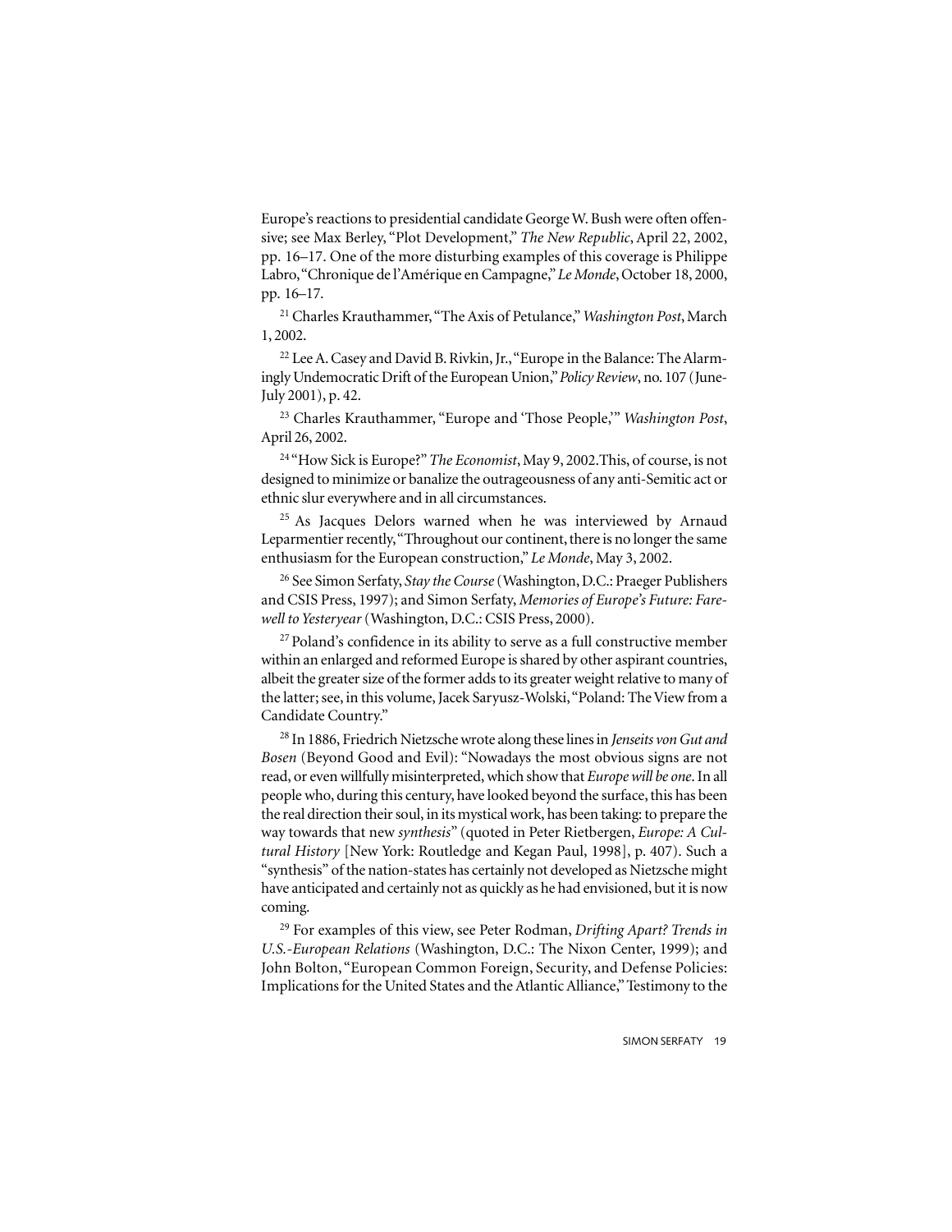Europe's reactions to presidential candidate George W. Bush were often offensive; see Max Berley, "Plot Development," *The New Republic*, April 22, 2002, pp. 16–17. One of the more disturbing examples of this coverage is Philippe Labro, "Chronique de l'Amérique en Campagne," *Le Monde*, October 18, 2000, pp. 16–17.

[21] Charles Krauthammer, "The Axis of Petulance," *Washington Post*, March 1, 2002.

[22] Lee A. Casey and David B. Rivkin, Jr., "Europe in the Balance: The Alarmingly Undemocratic Drift of the European Union," *Policy Review*, no. 107 (June-July 2001), p. 42.

[23] Charles Krauthammer, "Europe and 'Those People,'" *Washington Post*, April 26, 2002.

[24] "How Sick is Europe?" *The Economist*, May 9, 2002.This, of course, is not designed to minimize or banalize the outrageousness of any anti-Semitic act or ethnic slur everywhere and in all circumstances.

[25] As Jacques Delors warned when he was interviewed by Arnaud Leparmentier recently, "Throughout our continent, there is no longer the same enthusiasm for the European construction," *Le Monde*, May 3, 2002.

[26] See Simon Serfaty, *Stay the Course* (Washington, D.C.: Praeger Publishers and CSIS Press, 1997); and Simon Serfaty, *Memories of Europe's Future: Farewell to Yesteryear* (Washington, D.C.: CSIS Press, 2000).

[27] Poland's confidence in its ability to serve as a full constructive member within an enlarged and reformed Europe is shared by other aspirant countries, albeit the greater size of the former adds to its greater weight relative to many of the latter; see, in this volume, Jacek Saryusz-Wolski, "Poland: The View from a Candidate Country."

[28] In 1886, Friedrich Nietzsche wrote along these lines in *Jenseits von Gut and Bosen* (Beyond Good and Evil): "Nowadays the most obvious signs are not read, or even willfully misinterpreted, which show that *Europe will be one*. In all people who, during this century, have looked beyond the surface, this has been the real direction their soul, in its mystical work, has been taking: to prepare the way towards that new *synthesis*" (quoted in Peter Rietbergen, *Europe: A Cultural History* [New York: Routledge and Kegan Paul, 1998], p. 407). Such a "synthesis" of the nation-states has certainly not developed as Nietzsche might have anticipated and certainly not as quickly as he had envisioned, but it is now coming.

[29] For examples of this view, see Peter Rodman, *Drifting Apart? Trends in U.S.-European Relations* (Washington, D.C.: The Nixon Center, 1999); and John Bolton, "European Common Foreign, Security, and Defense Policies: Implications for the United States and the Atlantic Alliance," Testimony to the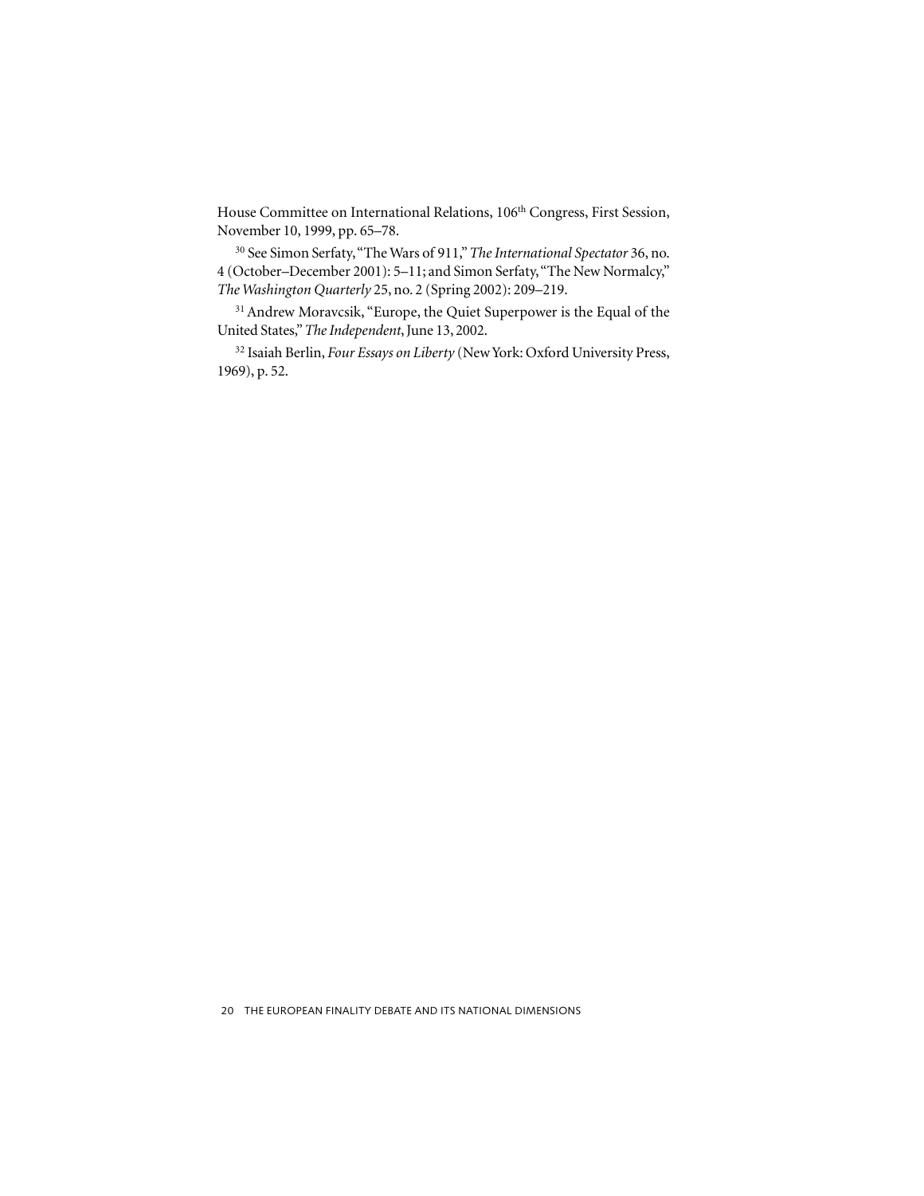House Committee on International Relations, 106th Congress, First Session, November 10, 1999, pp. 65–78.

[30] See Simon Serfaty, "The Wars of 911," *The International Spectator* 36, no. 4 (October–December 2001): 5–11; and Simon Serfaty, "The New Normalcy," *The Washington Quarterly* 25, no. 2 (Spring 2002): 209–219.

[31] Andrew Moravcsik, "Europe, the Quiet Superpower is the Equal of the United States," *The Independent*, June 13, 2002.

[32] Isaiah Berlin, *Four Essays on Liberty* (New York: Oxford University Press, 1969), p. 52.